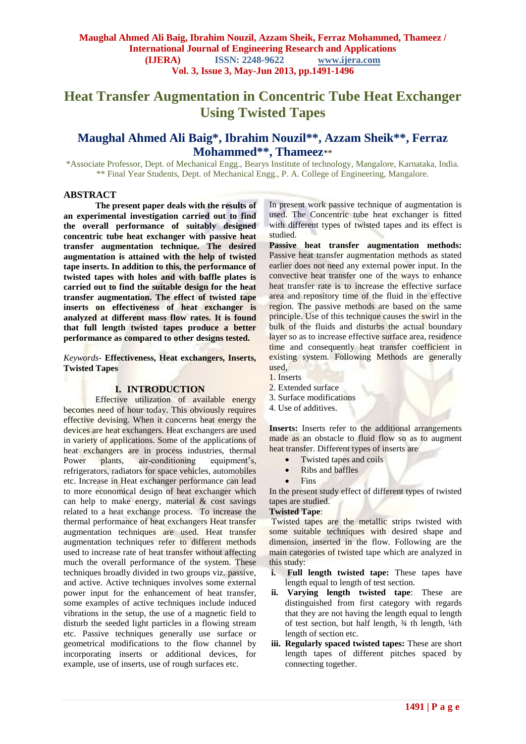# Heat Transfer Augmentation in Concentric Tube Heat Exchanger Using Twisted Tapes

## Maughal Ahmed Ali Baig*, Ibrahim Nouzil**, Azzam Sheik**, Ferraz Mohammed**, Thameez**

*Associate Professor, Dept. of Mechanical Engg., Bearys Institute of technology, Mangalore, Karnataka, India.
** Final Year Students, Dept. of Mechanical Engg., P. A. College of Engineering, Mangalore.

### ABSTRACT

**The present paper deals with the results of an experimental investigation carried out to find the overall performance of suitably designed concentric tube heat exchanger with passive heat transfer augmentation technique. The desired augmentation is attained with the help of twisted tape inserts. In addition to this, the performance of twisted tapes with holes and with baffle plates is carried out to find the suitable design for the heat transfer augmentation. The effect of twisted tape inserts on effectiveness of heat exchanger is analyzed at different mass flow rates. It is found that full length twisted tapes produce a better performance as compared to other designs tested.**

*Keywords-* **Effectiveness, Heat exchangers, Inserts, Twisted Tapes**

### I. INTRODUCTION

Effective utilization of available energy becomes need of hour today. This obviously requires effective devising. When it concerns heat energy the devices are heat exchangers. Heat exchangers are used in variety of applications. Some of the applications of heat exchangers are in process industries, thermal Power plants, air-conditioning equipment's, refrigerators, radiators for space vehicles, automobiles etc. Increase in Heat exchanger performance can lead to more economical design of heat exchanger which can help to make energy, material & cost savings related to a heat exchange process. To increase the thermal performance of heat exchangers Heat transfer augmentation techniques are used. Heat transfer augmentation techniques refer to different methods used to increase rate of heat transfer without affecting much the overall performance of the system. These techniques broadly divided in two groups viz. passive, and active. Active techniques involves some external power input for the enhancement of heat transfer, some examples of active techniques include induced vibrations in the setup, the use of a magnetic field to disturb the seeded light particles in a flowing stream etc. Passive techniques generally use surface or geometrical modifications to the flow channel by incorporating inserts or additional devices, for example, use of inserts, use of rough surfaces etc.

In present work passive technique of augmentation is used. The Concentric tube heat exchanger is fitted with different types of twisted tapes and its effect is studied.

**Passive heat transfer augmentation methods:** Passive heat transfer augmentation methods as stated earlier does not need any external power input. In the convective heat transfer one of the ways to enhance heat transfer rate is to increase the effective surface area and repository time of the fluid in the effective region. The passive methods are based on the same principle. Use of this technique causes the swirl in the bulk of the fluids and disturbs the actual boundary layer so as to increase effective surface area, residence time and consequently heat transfer coefficient in existing system. Following Methods are generally used,

1. Inserts
2. Extended surface
3. Surface modifications
4. Use of additives.

**Inserts:** Inserts refer to the additional arrangements made as an obstacle to fluid flow so as to augment heat transfer. Different types of inserts are

- Twisted tapes and coils
- Ribs and baffles
- Fins

In the present study effect of different types of twisted tapes are studied.

**Twisted Tape**:

Twisted tapes are the metallic strips twisted with some suitable techniques with desired shape and dimension, inserted in the flow. Following are the main categories of twisted tape which are analyzed in this study:

i. **Full length twisted tape:** These tapes have length equal to length of test section.
ii. **Varying length twisted tape**: These are distinguished from first category with regards that they are not having the length equal to length of test section, but half length, ¾ th length, ¼th length of section etc.
iii. **Regularly spaced twisted tapes:** These are short length tapes of different pitches spaced by connecting together.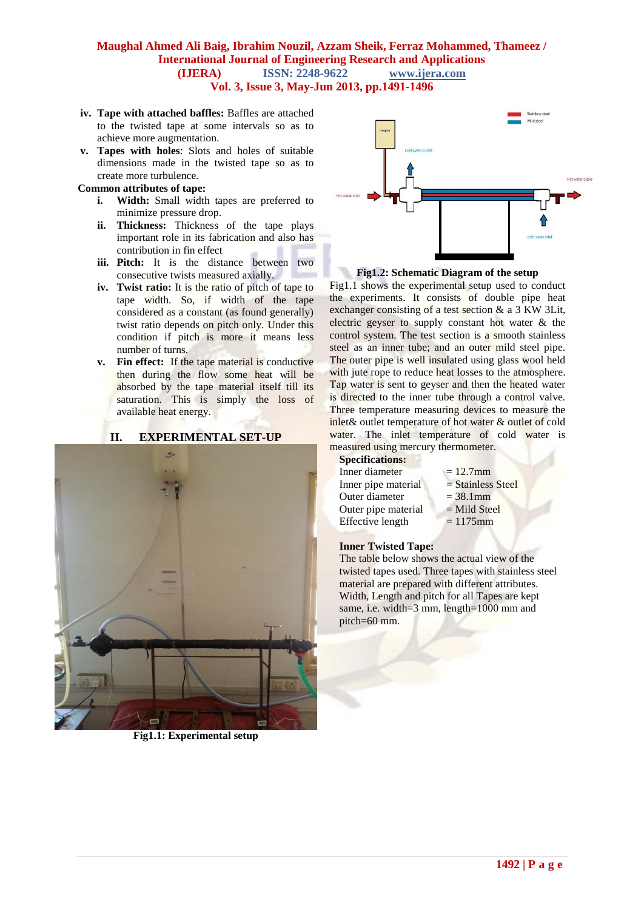iv. **Tape with attached baffles:** Baffles are attached to the twisted tape at some intervals so as to achieve more augmentation.

v. **Tapes with holes**: Slots and holes of suitable dimensions made in the twisted tape so as to create more turbulence.

**Common attributes of tape:**

i. **Width:** Small width tapes are preferred to minimize pressure drop.

ii. **Thickness:** Thickness of the tape plays important role in its fabrication and also has contribution in fin effect

iii. **Pitch:** It is the distance between two consecutive twists measured axially.

iv. **Twist ratio:** It is the ratio of pitch of tape to tape width. So, if width of the tape considered as a constant (as found generally) twist ratio depends on pitch only. Under this condition if pitch is more it means less number of turns.

v. **Fin effect:** If the tape material is conductive then during the flow some heat will be absorbed by the tape material itself till its saturation. This is simply the loss of available heat energy.

## II. EXPERIMENTAL SET-UP

**Fig1.1: Experimental setup**

**Fig1.2: Schematic Diagram of the setup**

Fig1.1 shows the experimental setup used to conduct the experiments. It consists of double pipe heat exchanger consisting of a test section & a 3 KW 3Lit, electric geyser to supply constant hot water & the control system. The test section is a smooth stainless steel as an inner tube; and an outer mild steel pipe. The outer pipe is well insulated using glass wool held with jute rope to reduce heat losses to the atmosphere. Tap water is sent to geyser and then the heated water is directed to the inner tube through a control valve. Three temperature measuring devices to measure the inlet& outlet temperature of hot water & outlet of cold water. The inlet temperature of cold water is measured using mercury thermometer.

**Specifications:**

| | |
|---|---|
| Inner diameter | = 12.7mm |
| Inner pipe material | = Stainless Steel |
| Outer diameter | = 38.1mm |
| Outer pipe material | = Mild Steel |
| Effective length | = 1175mm |

**Inner Twisted Tape:**

The table below shows the actual view of the twisted tapes used. Three tapes with stainless steel material are prepared with different attributes. Width, Length and pitch for all Tapes are kept same, i.e. width=3 mm, length=1000 mm and pitch=60 mm.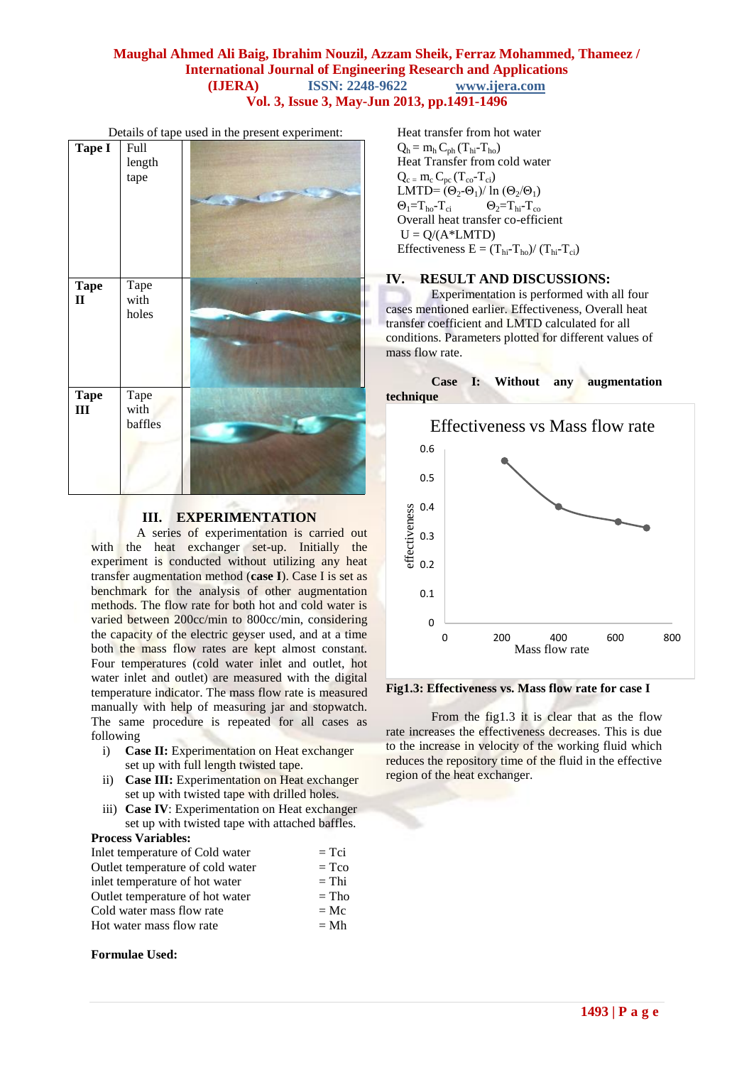Details of tape used in the present experiment:

| | | |
|---|---|---|
| **Tape I** | Full length tape | |
| **Tape II** | Tape with holes | |
| **Tape III** | Tape with baffles | |

## III. EXPERIMENTATION

A series of experimentation is carried out with the heat exchanger set-up. Initially the experiment is conducted without utilizing any heat transfer augmentation method (**case I**). Case I is set as benchmark for the analysis of other augmentation methods. The flow rate for both hot and cold water is varied between 200cc/min to 800cc/min, considering the capacity of the electric geyser used, and at a time both the mass flow rates are kept almost constant. Four temperatures (cold water inlet and outlet, hot water inlet and outlet) are measured with the digital temperature indicator. The mass flow rate is measured manually with help of measuring jar and stopwatch. The same procedure is repeated for all cases as following

i) **Case II:** Experimentation on Heat exchanger set up with full length twisted tape.
ii) **Case III:** Experimentation on Heat exchanger set up with twisted tape with drilled holes.
iii) **Case IV**: Experimentation on Heat exchanger set up with twisted tape with attached baffles.

**Process Variables:**

| | |
|---|---|
| Inlet temperature of Cold water | = Tci |
| Outlet temperature of cold water | = Tco |
| inlet temperature of hot water | = Thi |
| Outlet temperature of hot water | = Tho |
| Cold water mass flow rate | = Mc |
| Hot water mass flow rate | = Mh |

**Formulae Used:**

Heat transfer from hot water

$Q_h = m_h C_{ph} (T_{hi}-T_{ho})$

Heat Transfer from cold water

$Q_c = m_c C_{pc} (T_{co}-T_{ci})$

LMTD= $(\Theta_2-\Theta_1)/ \ln (\Theta_2/\Theta_1)$

$\Theta_1=T_{ho}-T_{ci}$ $\quad\Theta_2=T_{hi}-T_{co}$

Overall heat transfer co-efficient

$U = Q/(A*LMTD)$

Effectiveness $E = (T_{hi}-T_{ho})/ (T_{hi}-T_{ci})$

## IV. RESULT AND DISCUSSIONS:

Experimentation is performed with all four cases mentioned earlier. Effectiveness, Overall heat transfer coefficient and LMTD calculated for all conditions. Parameters plotted for different values of mass flow rate.

**Case I: Without any augmentation technique**

**Fig1.3: Effectiveness vs. Mass flow rate for case I**

From the fig1.3 it is clear that as the flow rate increases the effectiveness decreases. This is due to the increase in velocity of the working fluid which reduces the repository time of the fluid in the effective region of the heat exchanger.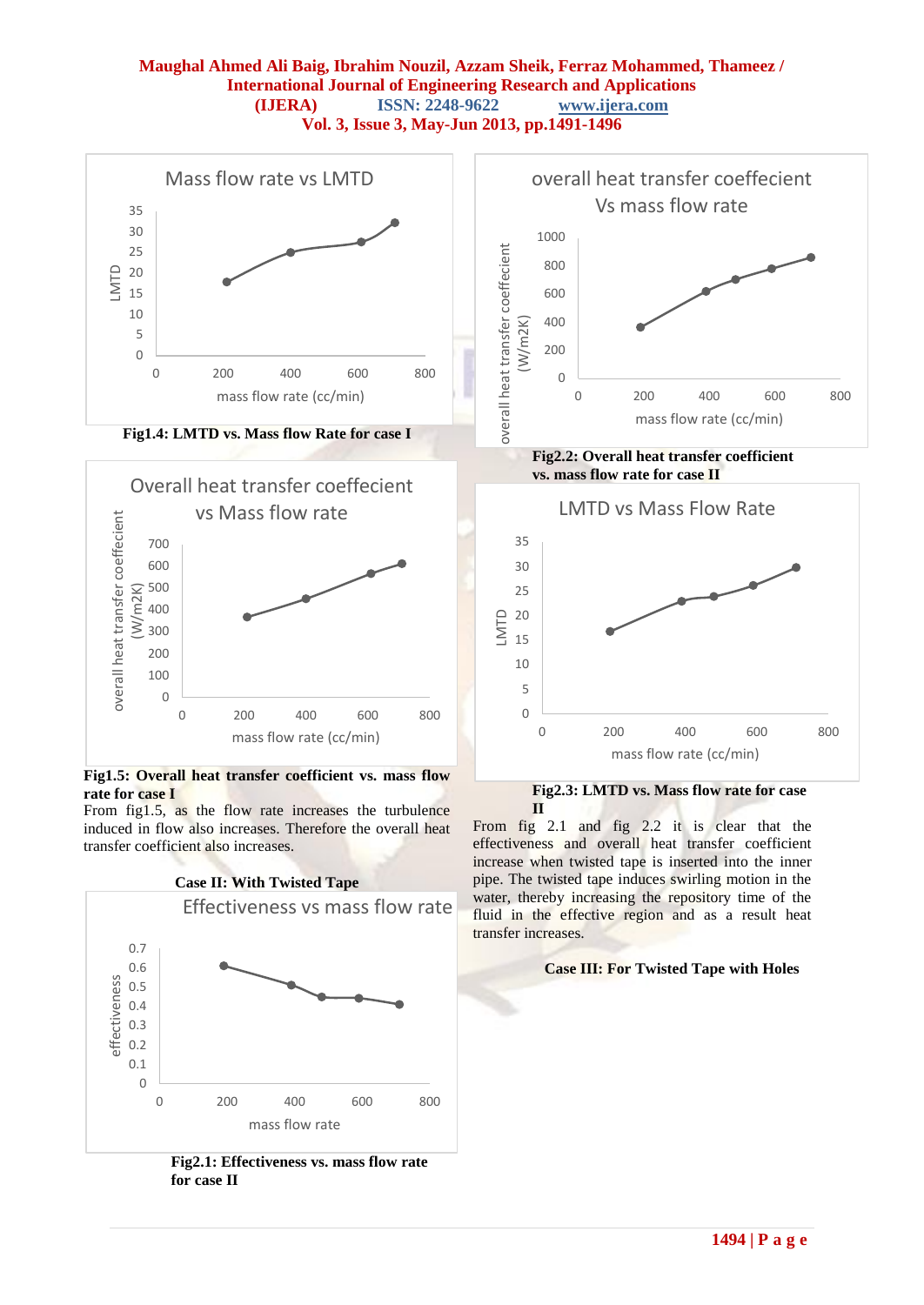Fig1.4: LMTD vs. Mass flow Rate for case I

Fig1.5: Overall heat transfer coefficient vs. mass flow rate for case I

From fig1.5, as the flow rate increases the turbulence induced in flow also increases. Therefore the overall heat transfer coefficient also increases.

**Case II: With Twisted Tape**

Fig2.1: Effectiveness vs. mass flow rate for case II

Fig2.2: Overall heat transfer coefficient vs. mass flow rate for case II

Fig2.3: LMTD vs. Mass flow rate for case II

From fig 2.1 and fig 2.2 it is clear that the effectiveness and overall heat transfer coefficient increase when twisted tape is inserted into the inner pipe. The twisted tape induces swirling motion in the water, thereby increasing the repository time of the fluid in the effective region and as a result heat transfer increases.

**Case III: For Twisted Tape with Holes**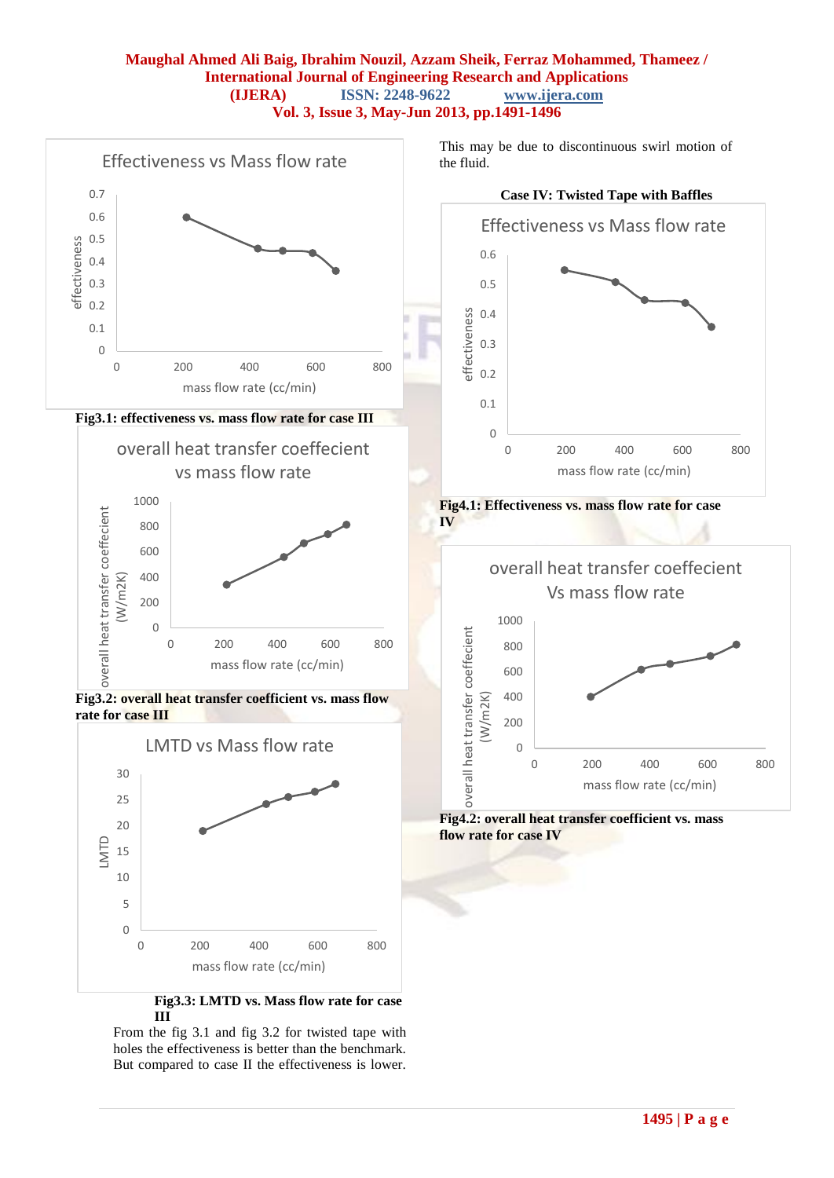Fig3.1: effectiveness vs. mass flow rate for case III

Fig3.2: overall heat transfer coefficient vs. mass flow rate for case III

Fig3.3: LMTD vs. Mass flow rate for case III

From the fig 3.1 and fig 3.2 for twisted tape with holes the effectiveness is better than the benchmark. But compared to case II the effectiveness is lower. This may be due to discontinuous swirl motion of the fluid.

**Case IV: Twisted Tape with Baffles**

Fig4.1: Effectiveness vs. mass flow rate for case IV

Fig4.2: overall heat transfer coefficient vs. mass flow rate for case IV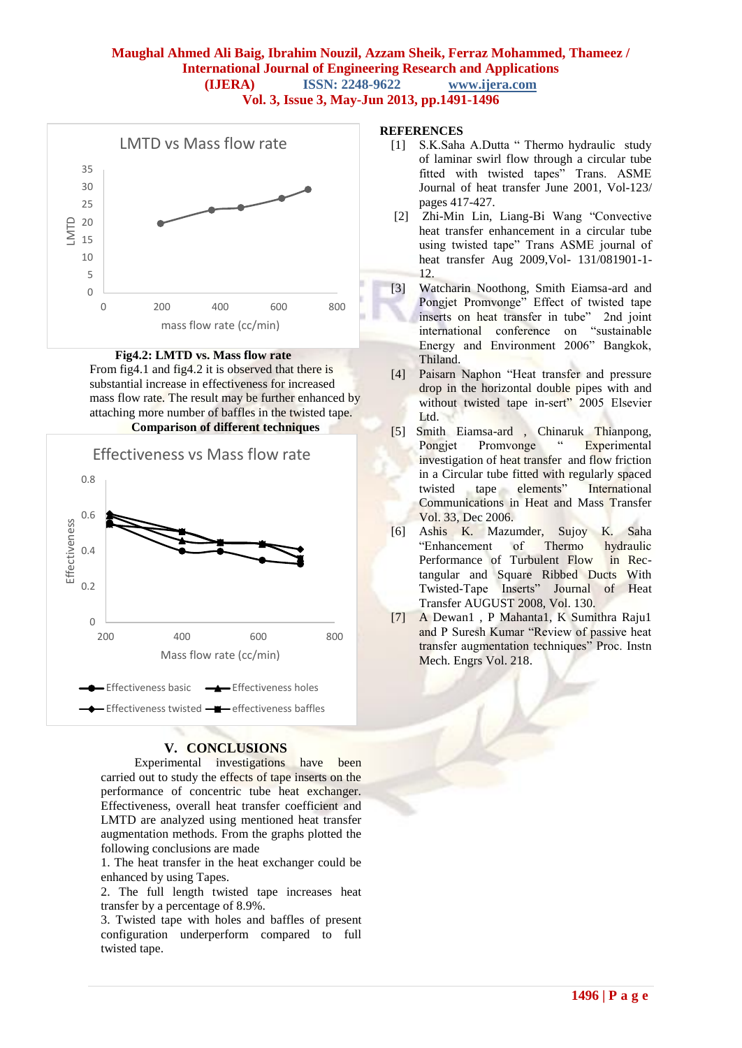LMTD vs Mass flow rate

35
30
25
20
15
10
5
0

LMTD

0
200
400
600
800

mass flow rate (cc/min)

**Fig4.2: LMTD vs. Mass flow rate**

From fig4.1 and fig4.2 it is observed that there is substantial increase in effectiveness for increased mass flow rate. The result may be further enhanced by attaching more number of baffles in the twisted tape.

**Comparison of different techniques**

Effectiveness vs Mass flow rate

0.8
0.6
0.4
0.2
0

Effectiveness

200
400
600
800

Mass flow rate (cc/min)

Effectiveness basic
Effectiveness holes
Effectiveness twisted
effectiveness baffles

## V. CONCLUSIONS

Experimental investigations have been carried out to study the effects of tape inserts on the performance of concentric tube heat exchanger. Effectiveness, overall heat transfer coefficient and LMTD are analyzed using mentioned heat transfer augmentation methods. From the graphs plotted the following conclusions are made

1. The heat transfer in the heat exchanger could be enhanced by using Tapes.
2. The full length twisted tape increases heat transfer by a percentage of 8.9%.
3. Twisted tape with holes and baffles of present configuration underperform compared to full twisted tape.

## REFERENCES

[1] S.K.Saha A.Dutta " Thermo hydraulic study of laminar swirl flow through a circular tube fitted with twisted tapes" Trans. ASME Journal of heat transfer June 2001, Vol-123/ pages 417-427.

[2] Zhi-Min Lin, Liang-Bi Wang "Convective heat transfer enhancement in a circular tube using twisted tape" Trans ASME journal of heat transfer Aug 2009,Vol- 131/081901-1-12.

[3] Watcharin Noothong, Smith Eiamsa-ard and Pongjet Promvonge" Effect of twisted tape inserts on heat transfer in tube" 2nd joint international conference on "sustainable Energy and Environment 2006" Bangkok, Thiland.

[4] Paisarn Naphon "Heat transfer and pressure drop in the horizontal double pipes with and without twisted tape in-sert" 2005 Elsevier Ltd.

[5] Smith Eiamsa-ard , Chinaruk Thianpong, Pongjet Promvonge " Experimental investigation of heat transfer and flow friction in a Circular tube fitted with regularly spaced twisted tape elements" International Communications in Heat and Mass Transfer Vol. 33, Dec 2006.

[6] Ashis K. Mazumder, Sujoy K. Saha "Enhancement of Thermo hydraulic Performance of Turbulent Flow in Rec-tangular and Square Ribbed Ducts With Twisted-Tape Inserts" Journal of Heat Transfer AUGUST 2008, Vol. 130.

[7] A Dewan1 , P Mahanta1, K Sumithra Raju1 and P Suresh Kumar "Review of passive heat transfer augmentation techniques" Proc. Instn Mech. Engrs Vol. 218.